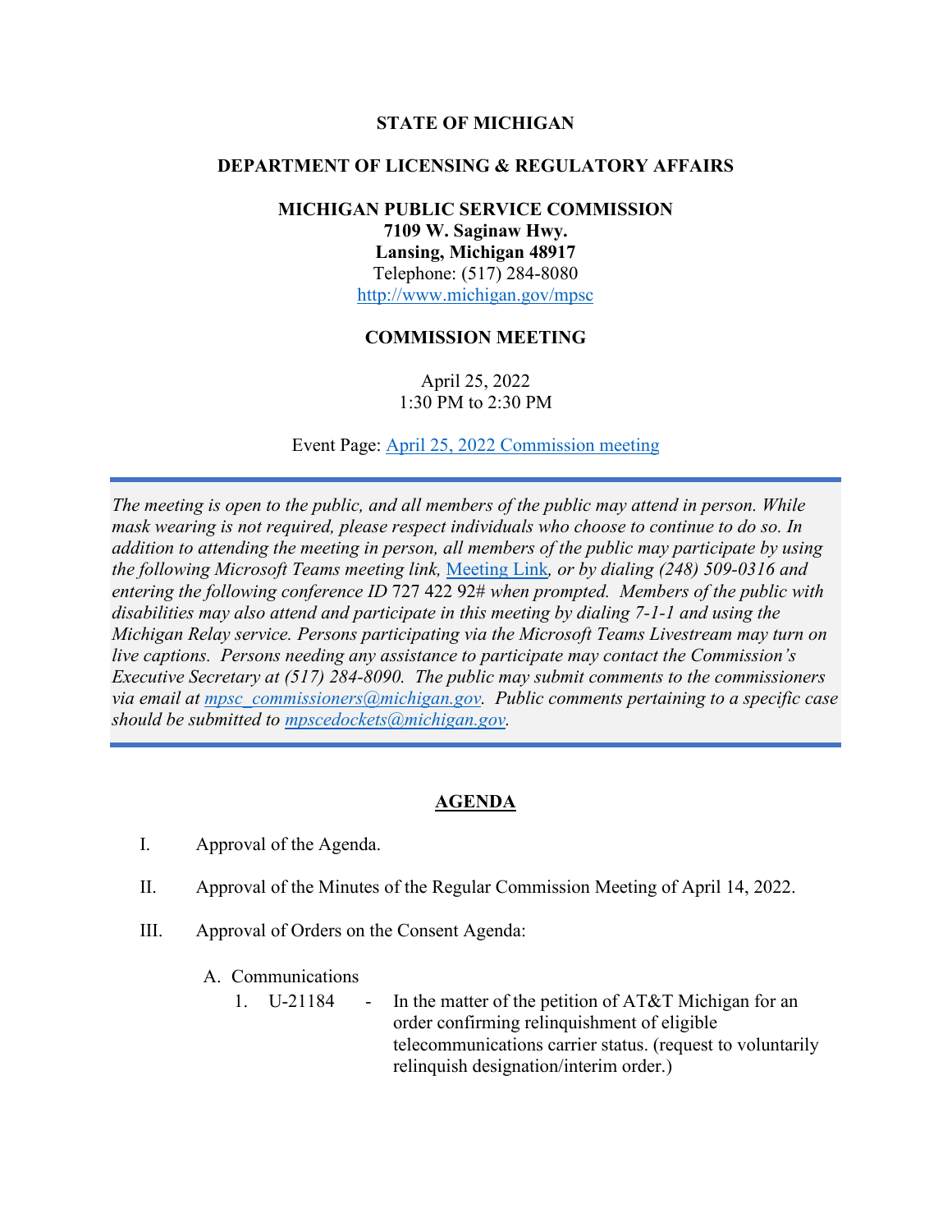**STATE OF MICHIGAN**

**DEPARTMENT OF LICENSING & REGULATORY AFFAIRS**

**MICHIGAN PUBLIC SERVICE COMMISSION**
**7109 W. Saginaw Hwy.**
**Lansing, Michigan 48917**
Telephone: (517) 284-8080
[http://www.michigan.gov/mpsc](http://www.michigan.gov/mpsc)

**COMMISSION MEETING**

April 25, 2022
1:30 PM to 2:30 PM

Event Page: [April 25, 2022 Commission meeting]()

*The meeting is open to the public, and all members of the public may attend in person. While mask wearing is not required, please respect individuals who choose to continue to do so. In addition to attending the meeting in person, all members of the public may participate by using the following Microsoft Teams meeting link, [Meeting Link](), or by dialing (248) 509-0316 and entering the following conference ID* 727 422 92# *when prompted. Members of the public with disabilities may also attend and participate in this meeting by dialing 7-1-1 and using the Michigan Relay service. Persons participating via the Microsoft Teams Livestream may turn on live captions. Persons needing any assistance to participate may contact the Commission's Executive Secretary at (517) 284-8090. The public may submit comments to the commissioners via email at [mpsc_commissioners@michigan.gov](mailto:mpsc_commissioners@michigan.gov). Public comments pertaining to a specific case should be submitted to [mpscedockets@michigan.gov](mailto:mpscedockets@michigan.gov).*

## AGENDA

I. Approval of the Agenda.

II. Approval of the Minutes of the Regular Commission Meeting of April 14, 2022.

III. Approval of Orders on the Consent Agenda:

A. Communications

1. U-21184 - In the matter of the petition of AT&T Michigan for an order confirming relinquishment of eligible telecommunications carrier status. (request to voluntarily relinquish designation/interim order.)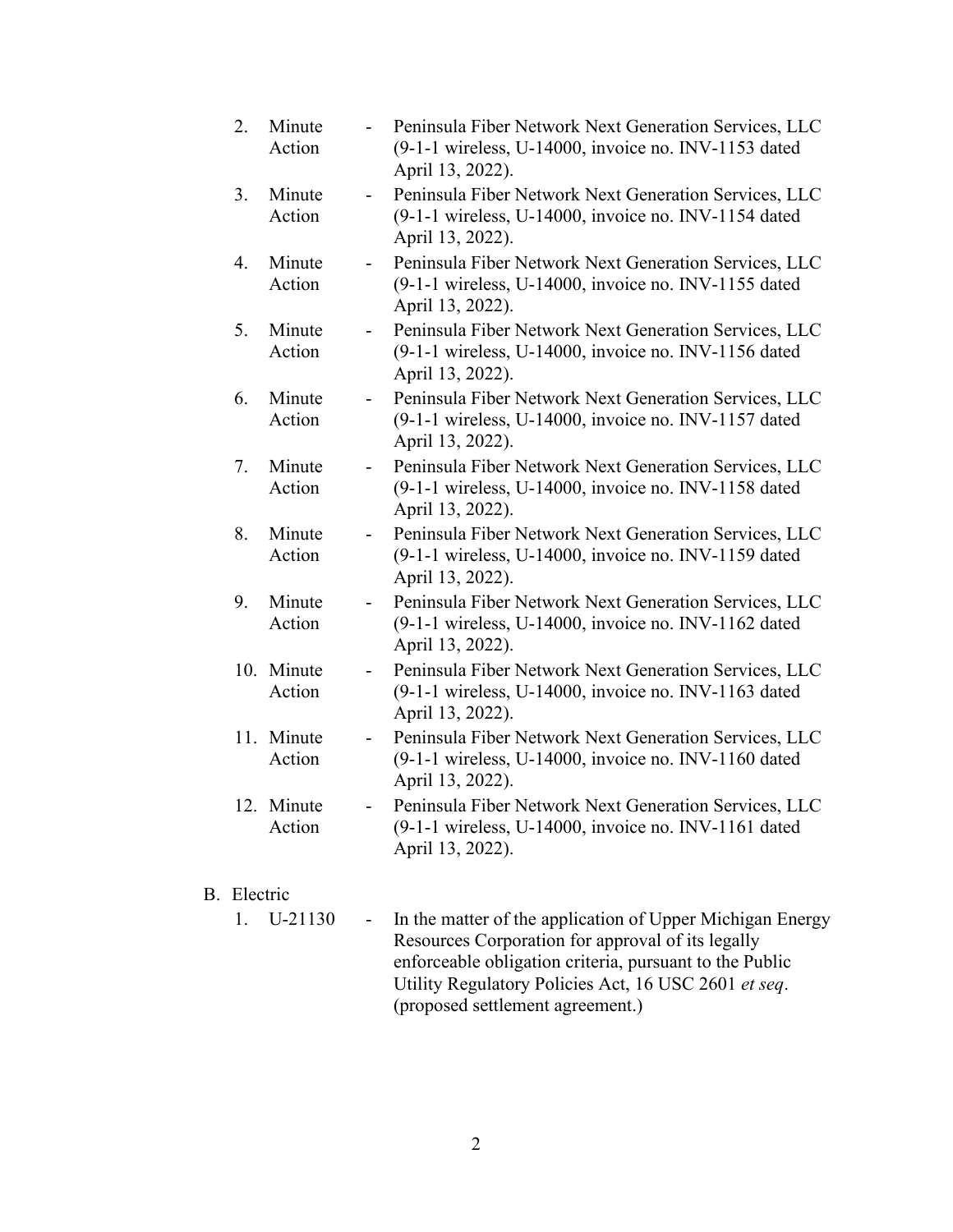2. Minute Action - Peninsula Fiber Network Next Generation Services, LLC (9-1-1 wireless, U-14000, invoice no. INV-1153 dated April 13, 2022).

3. Minute Action - Peninsula Fiber Network Next Generation Services, LLC (9-1-1 wireless, U-14000, invoice no. INV-1154 dated April 13, 2022).

4. Minute Action - Peninsula Fiber Network Next Generation Services, LLC (9-1-1 wireless, U-14000, invoice no. INV-1155 dated April 13, 2022).

5. Minute Action - Peninsula Fiber Network Next Generation Services, LLC (9-1-1 wireless, U-14000, invoice no. INV-1156 dated April 13, 2022).

6. Minute Action - Peninsula Fiber Network Next Generation Services, LLC (9-1-1 wireless, U-14000, invoice no. INV-1157 dated April 13, 2022).

7. Minute Action - Peninsula Fiber Network Next Generation Services, LLC (9-1-1 wireless, U-14000, invoice no. INV-1158 dated April 13, 2022).

8. Minute Action - Peninsula Fiber Network Next Generation Services, LLC (9-1-1 wireless, U-14000, invoice no. INV-1159 dated April 13, 2022).

9. Minute Action - Peninsula Fiber Network Next Generation Services, LLC (9-1-1 wireless, U-14000, invoice no. INV-1162 dated April 13, 2022).

10. Minute Action - Peninsula Fiber Network Next Generation Services, LLC (9-1-1 wireless, U-14000, invoice no. INV-1163 dated April 13, 2022).

11. Minute Action - Peninsula Fiber Network Next Generation Services, LLC (9-1-1 wireless, U-14000, invoice no. INV-1160 dated April 13, 2022).

12. Minute Action - Peninsula Fiber Network Next Generation Services, LLC (9-1-1 wireless, U-14000, invoice no. INV-1161 dated April 13, 2022).

B. Electric

1. U-21130 - In the matter of the application of Upper Michigan Energy Resources Corporation for approval of its legally enforceable obligation criteria, pursuant to the Public Utility Regulatory Policies Act, 16 USC 2601 *et seq*. (proposed settlement agreement.)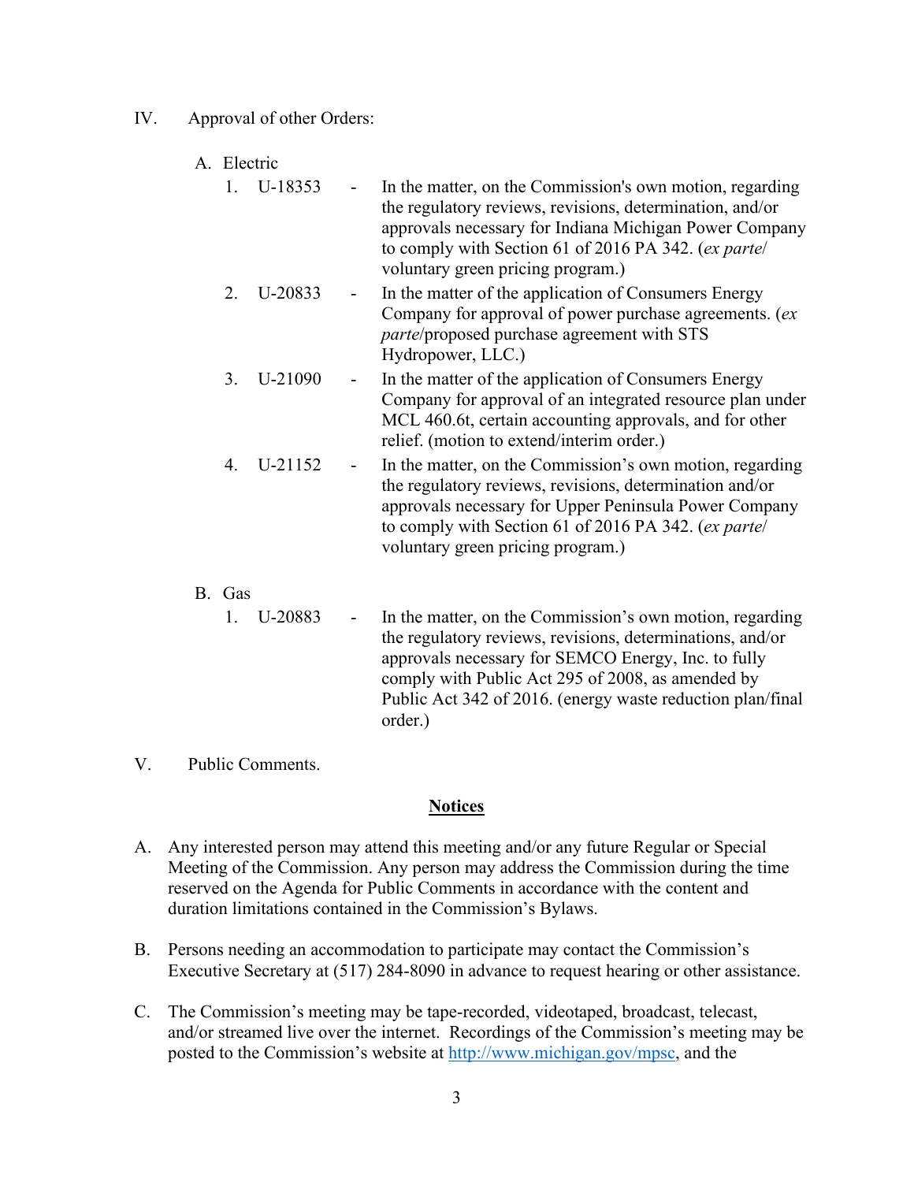IV. Approval of other Orders:

A. Electric

1. U-18353 - In the matter, on the Commission's own motion, regarding the regulatory reviews, revisions, determination, and/or approvals necessary for Indiana Michigan Power Company to comply with Section 61 of 2016 PA 342. (*ex parte*/ voluntary green pricing program.)
2. U-20833 - In the matter of the application of Consumers Energy Company for approval of power purchase agreements. (*ex parte*/proposed purchase agreement with STS Hydropower, LLC.)
3. U-21090 - In the matter of the application of Consumers Energy Company for approval of an integrated resource plan under MCL 460.6t, certain accounting approvals, and for other relief. (motion to extend/interim order.)
4. U-21152 - In the matter, on the Commission's own motion, regarding the regulatory reviews, revisions, determination and/or approvals necessary for Upper Peninsula Power Company to comply with Section 61 of 2016 PA 342. (*ex parte*/ voluntary green pricing program.)

B. Gas

1. U-20883 - In the matter, on the Commission's own motion, regarding the regulatory reviews, revisions, determinations, and/or approvals necessary for SEMCO Energy, Inc. to fully comply with Public Act 295 of 2008, as amended by Public Act 342 of 2016. (energy waste reduction plan/final order.)

V. Public Comments.

## Notices

A. Any interested person may attend this meeting and/or any future Regular or Special Meeting of the Commission. Any person may address the Commission during the time reserved on the Agenda for Public Comments in accordance with the content and duration limitations contained in the Commission's Bylaws.

B. Persons needing an accommodation to participate may contact the Commission's Executive Secretary at (517) 284-8090 in advance to request hearing or other assistance.

C. The Commission's meeting may be tape-recorded, videotaped, broadcast, telecast, and/or streamed live over the internet. Recordings of the Commission's meeting may be posted to the Commission's website at http://www.michigan.gov/mpsc, and the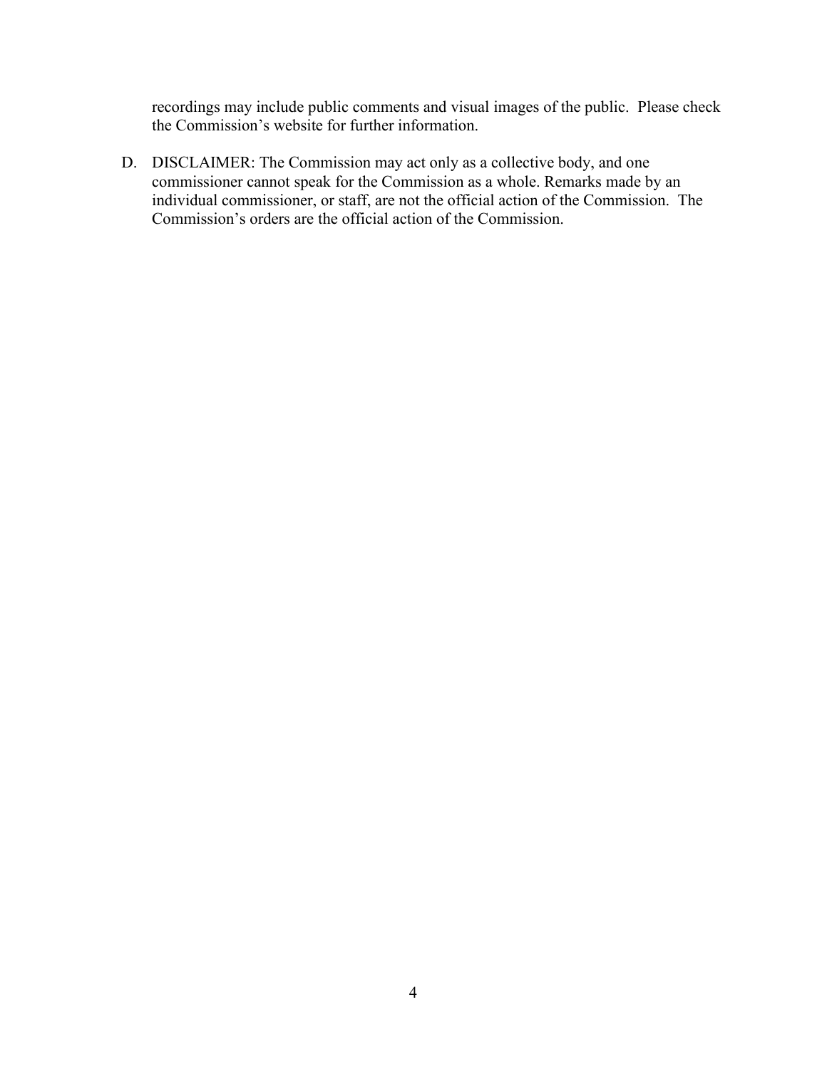recordings may include public comments and visual images of the public. Please check the Commission's website for further information.

D. DISCLAIMER: The Commission may act only as a collective body, and one commissioner cannot speak for the Commission as a whole. Remarks made by an individual commissioner, or staff, are not the official action of the Commission. The Commission's orders are the official action of the Commission.